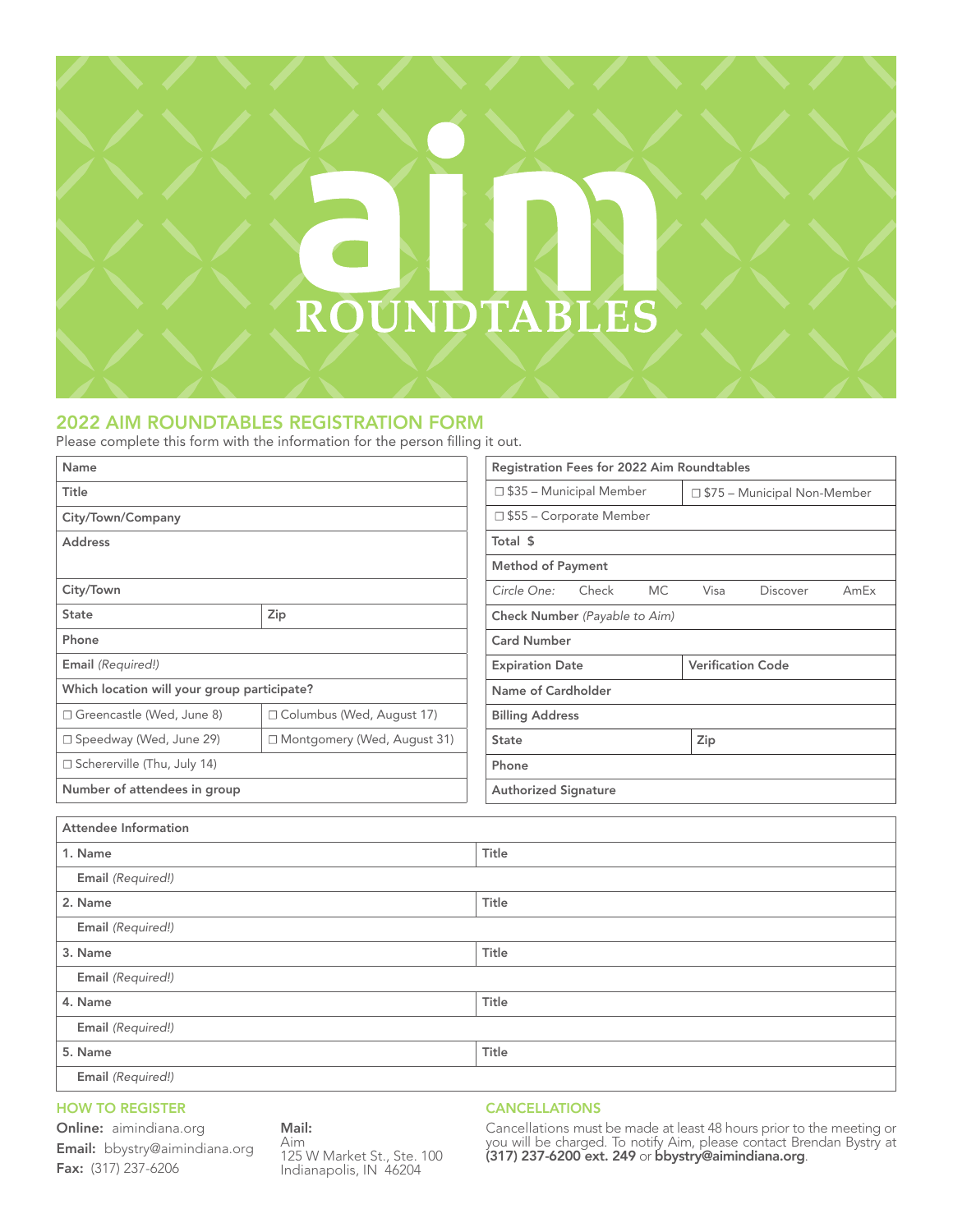# aim ROUNDTABLES

## 2022 AIM ROUNDTABLES REGISTRATION FORM

Please complete this form with the information for the person filling it out.

| Name | |
|---|---|
| Title | |
| City/Town/Company | |
| Address | |
| City/Town | |
| State | Zip |
| Phone | |
| Email *(Required!)* | |
| Which location will your group participate? | |
| ☐ Greencastle (Wed, June 8) | ☐ Columbus (Wed, August 17) |
| ☐ Speedway (Wed, June 29) | ☐ Montgomery (Wed, August 31) |
| ☐ Schererville (Thu, July 14) | |
| Number of attendees in group | |

| Registration Fees for 2022 Aim Roundtables | |
|---|---|
| ☐ $35 – Municipal Member | ☐ $75 – Municipal Non-Member |
| ☐ $55 – Corporate Member | |
| Total $ | |
| Method of Payment | |
| *Circle One:* Check MC Visa Discover AmEx | |
| Check Number *(Payable to Aim)* | |
| Card Number | |
| Expiration Date | Verification Code |
| Name of Cardholder | |
| Billing Address | |
| State | Zip |
| Phone | |
| Authorized Signature | |

| Attendee Information | |
|---|---|
| 1. Name | Title |
| Email *(Required!)* | |
| 2. Name | Title |
| Email *(Required!)* | |
| 3. Name | Title |
| Email *(Required!)* | |
| 4. Name | Title |
| Email *(Required!)* | |
| 5. Name | Title |
| Email *(Required!)* | |

### HOW TO REGISTER

**Online:** aimindiana.org
**Email:** bbystry@aimindiana.org
**Fax:** (317) 237-6206

**Mail:**
Aim
125 W Market St., Ste. 100
Indianapolis, IN 46204

### CANCELLATIONS

Cancellations must be made at least 48 hours prior to the meeting or you will be charged. To notify Aim, please contact Brendan Bystry at **(317) 237-6200 ext. 249** or **bbystry@aimindiana.org**.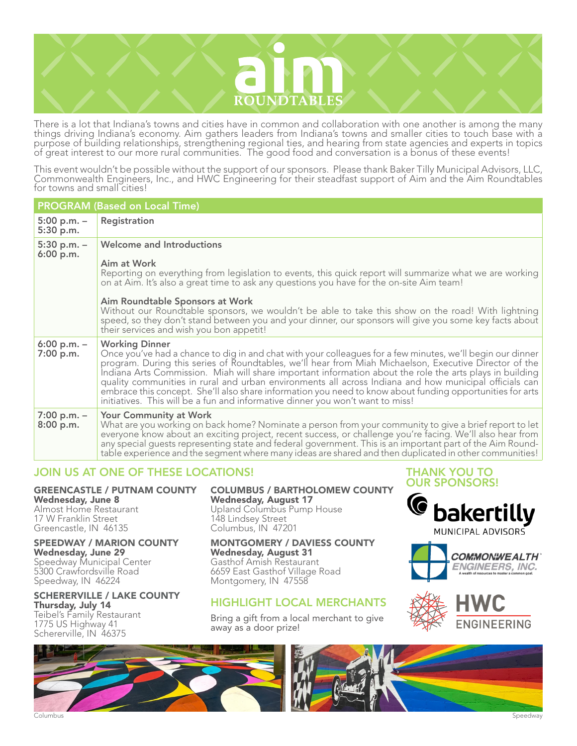# aim ROUNDTABLES

There is a lot that Indiana's towns and cities have in common and collaboration with one another is among the many things driving Indiana's economy. Aim gathers leaders from Indiana's towns and smaller cities to touch base with a purpose of building relationships, strengthening regional ties, and hearing from state agencies and experts in topics of great interest to our more rural communities. The good food and conversation is a bonus of these events!

This event wouldn't be possible without the support of our sponsors. Please thank Baker Tilly Municipal Advisors, LLC, Commonwealth Engineers, Inc., and HWC Engineering for their steadfast support of Aim and the Aim Roundtables for towns and small cities!

| PROGRAM (Based on Local Time) | |
|---|---|
| 5:00 p.m. – 5:30 p.m. | **Registration** |
| 5:30 p.m. – 6:00 p.m. | **Welcome and Introductions**<br><br>**Aim at Work**<br>Reporting on everything from legislation to events, this quick report will summarize what we are working on at Aim. It's also a great time to ask any questions you have for the on-site Aim team!<br><br>**Aim Roundtable Sponsors at Work**<br>Without our Roundtable sponsors, we wouldn't be able to take this show on the road! With lightning speed, so they don't stand between you and your dinner, our sponsors will give you some key facts about their services and wish you bon appetit! |
| 6:00 p.m. – 7:00 p.m. | **Working Dinner**<br>Once you've had a chance to dig in and chat with your colleagues for a few minutes, we'll begin our dinner program. During this series of Roundtables, we'll hear from Miah Michaelson, Executive Director of the Indiana Arts Commission. Miah will share important information about the role the arts plays in building quality communities in rural and urban environments all across Indiana and how municipal officials can embrace this concept. She'll also share information you need to know about funding opportunities for arts initiatives. This will be a fun and informative dinner you won't want to miss! |
| 7:00 p.m. – 8:00 p.m. | **Your Community at Work**<br>What are you working on back home? Nominate a person from your community to give a brief report to let everyone know about an exciting project, recent success, or challenge you're facing. We'll also hear from any special guests representing state and federal government. This is an important part of the Aim Roundtable experience and the segment where many ideas are shared and then duplicated in other communities! |

## JOIN US AT ONE OF THESE LOCATIONS!

**GREENCASTLE / PUTNAM COUNTY**
**Wednesday, June 8**
Almost Home Restaurant
17 W Franklin Street
Greencastle, IN 46135

**SPEEDWAY / MARION COUNTY**
**Wednesday, June 29**
Speedway Municipal Center
5300 Crawfordsville Road
Speedway, IN 46224

**SCHERERVILLE / LAKE COUNTY**
**Thursday, July 14**
Teibel's Family Restaurant
1775 US Highway 41
Schererville, IN 46375

**COLUMBUS / BARTHOLOMEW COUNTY**
**Wednesday, August 17**
Upland Columbus Pump House
148 Lindsey Street
Columbus, IN 47201

**MONTGOMERY / DAVIESS COUNTY**
**Wednesday, August 31**
Gasthof Amish Restaurant
6659 East Gasthof Village Road
Montgomery, IN 47558

## HIGHLIGHT LOCAL MERCHANTS

Bring a gift from a local merchant to give away as a door prize!

## THANK YOU TO OUR SPONSORS!

bakertilly MUNICIPAL ADVISORS

COMMONWEALTH ENGINEERS, INC. A wealth of resources to master a common goal.

HWC ENGINEERING

Columbus

Speedway